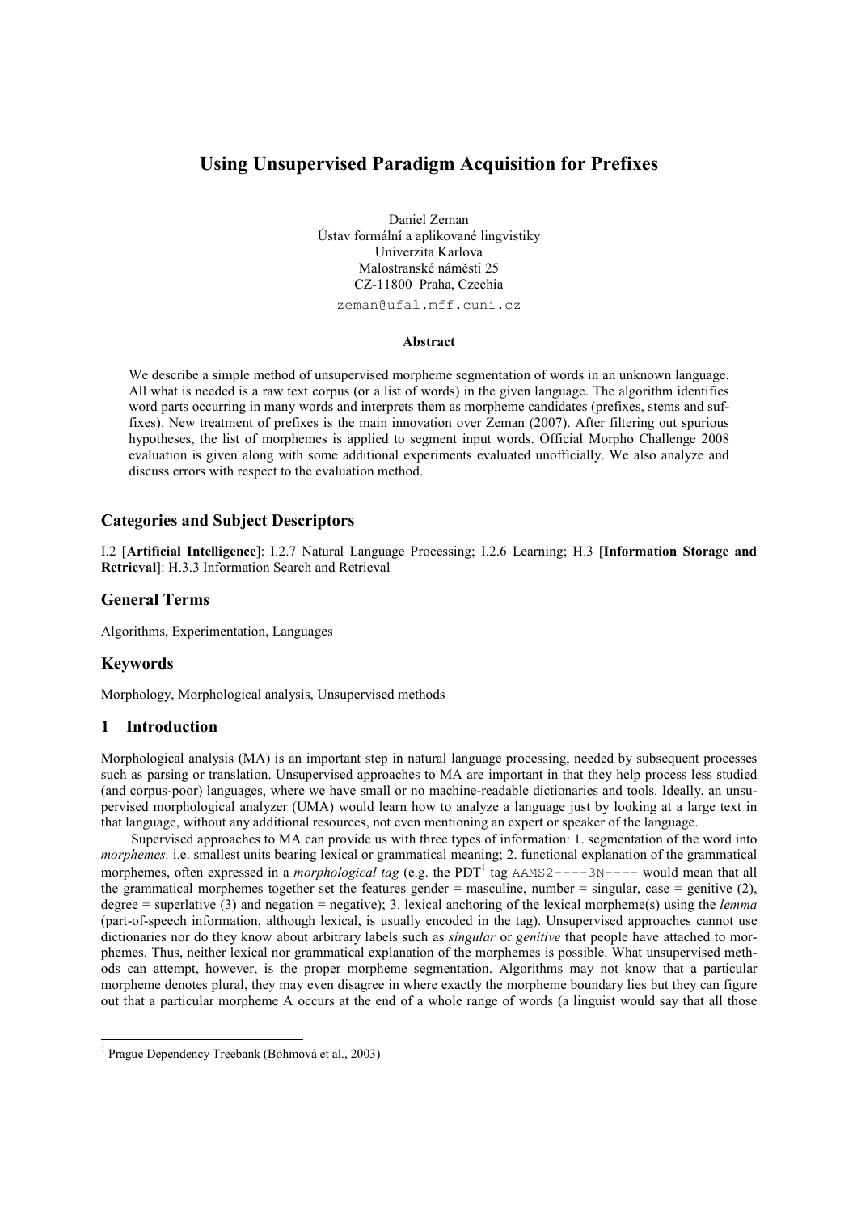# Using Unsupervised Paradigm Acquisition for Prefixes

Daniel Zeman
Ústav formální a aplikované lingvistiky
Univerzita Karlova
Malostranské náměstí 25
CZ-11800 Praha, Czechia
zeman@ufal.mff.cuni.cz

### Abstract

We describe a simple method of unsupervised morpheme segmentation of words in an unknown language. All what is needed is a raw text corpus (or a list of words) in the given language. The algorithm identifies word parts occurring in many words and interprets them as morpheme candidates (prefixes, stems and suffixes). New treatment of prefixes is the main innovation over Zeman (2007). After filtering out spurious hypotheses, the list of morphemes is applied to segment input words. Official Morpho Challenge 2008 evaluation is given along with some additional experiments evaluated unofficially. We also analyze and discuss errors with respect to the evaluation method.

## Categories and Subject Descriptors

I.2 [**Artificial Intelligence**]: I.2.7 Natural Language Processing; I.2.6 Learning; H.3 [**Information Storage and Retrieval**]: H.3.3 Information Search and Retrieval

## General Terms

Algorithms, Experimentation, Languages

## Keywords

Morphology, Morphological analysis, Unsupervised methods

## 1 Introduction

Morphological analysis (MA) is an important step in natural language processing, needed by subsequent processes such as parsing or translation. Unsupervised approaches to MA are important in that they help process less studied (and corpus-poor) languages, where we have small or no machine-readable dictionaries and tools. Ideally, an unsupervised morphological analyzer (UMA) would learn how to analyze a language just by looking at a large text in that language, without any additional resources, not even mentioning an expert or speaker of the language.

Supervised approaches to MA can provide us with three types of information: 1. segmentation of the word into *morphemes,* i.e. smallest units bearing lexical or grammatical meaning; 2. functional explanation of the grammatical morphemes, often expressed in a *morphological tag* (e.g. the PDT[1] tag `AAMS2----3N----` would mean that all the grammatical morphemes together set the features gender = masculine, number = singular, case = genitive (2), degree = superlative (3) and negation = negative); 3. lexical anchoring of the lexical morpheme(s) using the *lemma* (part-of-speech information, although lexical, is usually encoded in the tag). Unsupervised approaches cannot use dictionaries nor do they know about arbitrary labels such as *singular* or *genitive* that people have attached to morphemes. Thus, neither lexical nor grammatical explanation of the morphemes is possible. What unsupervised methods can attempt, however, is the proper morpheme segmentation. Algorithms may not know that a particular morpheme denotes plural, they may even disagree in where exactly the morpheme boundary lies but they can figure out that a particular morpheme A occurs at the end of a whole range of words (a linguist would say that all those

[1] Prague Dependency Treebank (Böhmová et al., 2003)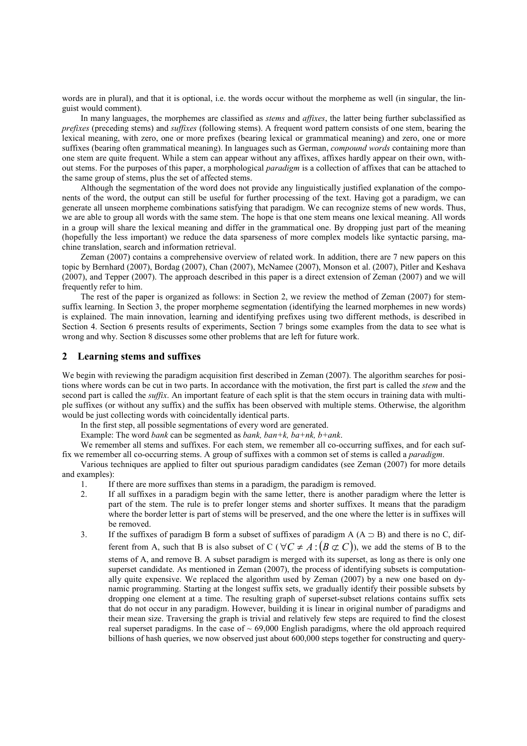words are in plural), and that it is optional, i.e. the words occur without the morpheme as well (in singular, the linguist would comment).

In many languages, the morphemes are classified as *stems* and *affixes*, the latter being further subclassified as *prefixes* (preceding stems) and *suffixes* (following stems). A frequent word pattern consists of one stem, bearing the lexical meaning, with zero, one or more prefixes (bearing lexical or grammatical meaning) and zero, one or more suffixes (bearing often grammatical meaning). In languages such as German, *compound words* containing more than one stem are quite frequent. While a stem can appear without any affixes, affixes hardly appear on their own, without stems. For the purposes of this paper, a morphological *paradigm* is a collection of affixes that can be attached to the same group of stems, plus the set of affected stems.

Although the segmentation of the word does not provide any linguistically justified explanation of the components of the word, the output can still be useful for further processing of the text. Having got a paradigm, we can generate all unseen morpheme combinations satisfying that paradigm. We can recognize stems of new words. Thus, we are able to group all words with the same stem. The hope is that one stem means one lexical meaning. All words in a group will share the lexical meaning and differ in the grammatical one. By dropping just part of the meaning (hopefully the less important) we reduce the data sparseness of more complex models like syntactic parsing, machine translation, search and information retrieval.

Zeman (2007) contains a comprehensive overview of related work. In addition, there are 7 new papers on this topic by Bernhard (2007), Bordag (2007), Chan (2007), McNamee (2007), Monson et al. (2007), Pitler and Keshava (2007), and Tepper (2007). The approach described in this paper is a direct extension of Zeman (2007) and we will frequently refer to him.

The rest of the paper is organized as follows: in Section 2, we review the method of Zeman (2007) for stem-suffix learning. In Section 3, the proper morpheme segmentation (identifying the learned morphemes in new words) is explained. The main innovation, learning and identifying prefixes using two different methods, is described in Section 4. Section 6 presents results of experiments, Section 7 brings some examples from the data to see what is wrong and why. Section 8 discusses some other problems that are left for future work.

## 2 Learning stems and suffixes

We begin with reviewing the paradigm acquisition first described in Zeman (2007). The algorithm searches for positions where words can be cut in two parts. In accordance with the motivation, the first part is called the *stem* and the second part is called the *suffix*. An important feature of each split is that the stem occurs in training data with multiple suffixes (or without any suffix) and the suffix has been observed with multiple stems. Otherwise, the algorithm would be just collecting words with coincidentally identical parts.

In the first step, all possible segmentations of every word are generated.

Example: The word *bank* can be segmented as *bank, ban+k, ba+nk, b+ank*.

We remember all stems and suffixes. For each stem, we remember all co-occurring suffixes, and for each suffix we remember all co-occurring stems. A group of suffixes with a common set of stems is called a *paradigm*.

Various techniques are applied to filter out spurious paradigm candidates (see Zeman (2007) for more details and examples):

1. If there are more suffixes than stems in a paradigm, the paradigm is removed.
2. If all suffixes in a paradigm begin with the same letter, there is another paradigm where the letter is part of the stem. The rule is to prefer longer stems and shorter suffixes. It means that the paradigm where the border letter is part of stems will be preserved, and the one where the letter is in suffixes will be removed.
3. If the suffixes of paradigm B form a subset of suffixes of paradigm A ($A \supset B$) and there is no C, different from A, such that B is also subset of C ($\forall C \neq A : (B \not\subset C)$), we add the stems of B to the stems of A, and remove B. A subset paradigm is merged with its superset, as long as there is only one superset candidate. As mentioned in Zeman (2007), the process of identifying subsets is computationally quite expensive. We replaced the algorithm used by Zeman (2007) by a new one based on dynamic programming. Starting at the longest suffix sets, we gradually identify their possible subsets by dropping one element at a time. The resulting graph of superset-subset relations contains suffix sets that do not occur in any paradigm. However, building it is linear in original number of paradigms and their mean size. Traversing the graph is trivial and relatively few steps are required to find the closest real superset paradigms. In the case of ~ 69,000 English paradigms, where the old approach required billions of hash queries, we now observed just about 600,000 steps together for constructing and query-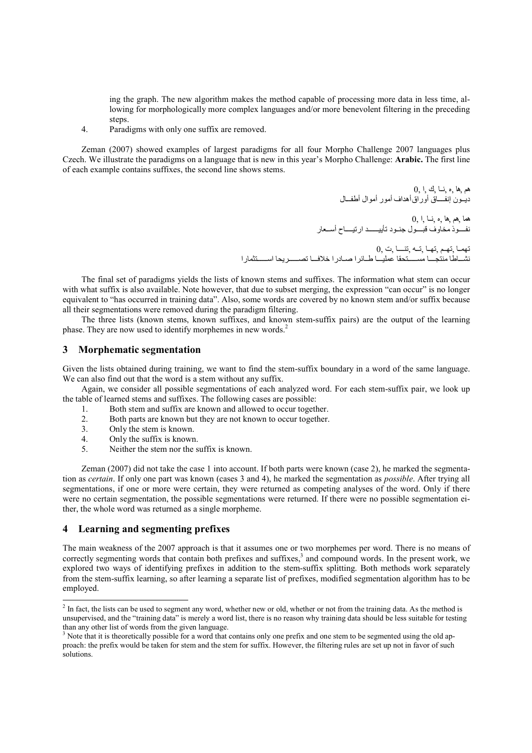ing the graph. The new algorithm makes the method capable of processing more data in less time, allowing for morphologically more complex languages and/or more benevolent filtering in the preceding steps.

4. Paradigms with only one suffix are removed.

Zeman (2007) showed examples of largest paradigms for all four Morpho Challenge 2007 languages plus Czech. We illustrate the paradigms on a language that is new in this year's Morpho Challenge: **Arabic.** The first line of each example contains suffixes, the second line shows stems.

هم ,ها ,ه ,نـا ,ك ,ا ,0
ديـون إنفـــاق أوراق أهداف أمور أموال أطفـال

هما ,هم ,ها ,ه ,نـا ,ا ,0
نفـــوذ مخاوف قبـــول جنـود تأييـــــد ارتيـــاح أســعار

تهمـا ,تهـم ,تهـا ,تـه ,تنـــا ,ت ,0
نشـاطا منتجـــا مســـــتحقا عمليــا طـائرا صـادرا خلافــا تصــــريحا اســــتثمارا

The final set of paradigms yields the lists of known stems and suffixes. The information what stem can occur with what suffix is also available. Note however, that due to subset merging, the expression "can occur" is no longer equivalent to "has occurred in training data". Also, some words are covered by no known stem and/or suffix because all their segmentations were removed during the paradigm filtering.

The three lists (known stems, known suffixes, and known stem-suffix pairs) are the output of the learning phase. They are now used to identify morphemes in new words.[2]

## 3 Morphematic segmentation

Given the lists obtained during training, we want to find the stem-suffix boundary in a word of the same language. We can also find out that the word is a stem without any suffix.

Again, we consider all possible segmentations of each analyzed word. For each stem-suffix pair, we look up the table of learned stems and suffixes. The following cases are possible:

1. Both stem and suffix are known and allowed to occur together.
2. Both parts are known but they are not known to occur together.
3. Only the stem is known.
4. Only the suffix is known.
5. Neither the stem nor the suffix is known.

Zeman (2007) did not take the case 1 into account. If both parts were known (case 2), he marked the segmentation as *certain*. If only one part was known (cases 3 and 4), he marked the segmentation as *possible*. After trying all segmentations, if one or more were certain, they were returned as competing analyses of the word. Only if there were no certain segmentation, the possible segmentations were returned. If there were no possible segmentation either, the whole word was returned as a single morpheme.

## 4 Learning and segmenting prefixes

The main weakness of the 2007 approach is that it assumes one or two morphemes per word. There is no means of correctly segmenting words that contain both prefixes and suffixes,[3] and compound words. In the present work, we explored two ways of identifying prefixes in addition to the stem-suffix splitting. Both methods work separately from the stem-suffix learning, so after learning a separate list of prefixes, modified segmentation algorithm has to be employed.

[2] In fact, the lists can be used to segment any word, whether new or old, whether or not from the training data. As the method is unsupervised, and the "training data" is merely a word list, there is no reason why training data should be less suitable for testing than any other list of words from the given language.

[3] Note that it is theoretically possible for a word that contains only one prefix and one stem to be segmented using the old approach: the prefix would be taken for stem and the stem for suffix. However, the filtering rules are set up not in favor of such solutions.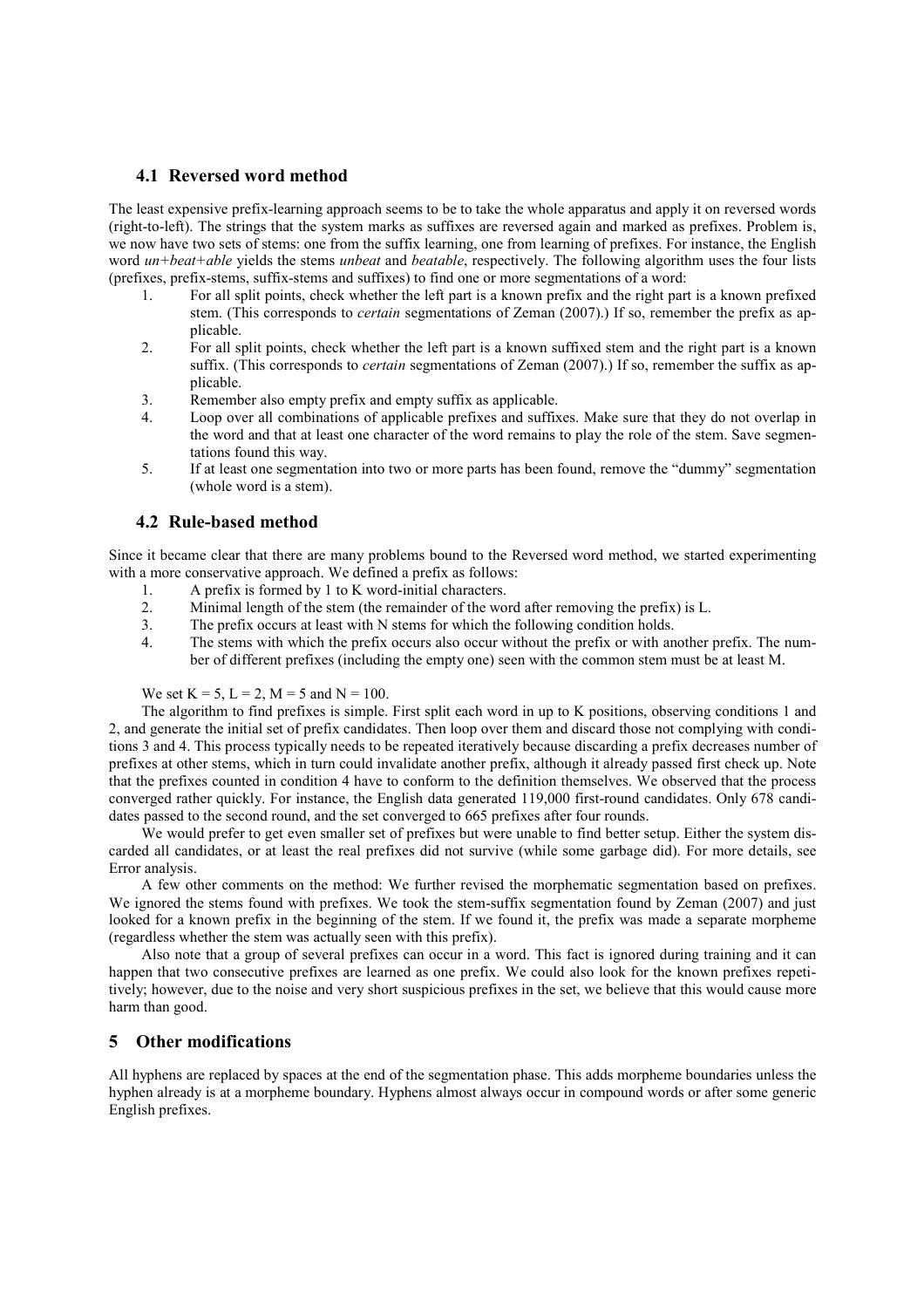## 4.1 Reversed word method

The least expensive prefix-learning approach seems to be to take the whole apparatus and apply it on reversed words (right-to-left). The strings that the system marks as suffixes are reversed again and marked as prefixes. Problem is, we now have two sets of stems: one from the suffix learning, one from learning of prefixes. For instance, the English word *un+beat+able* yields the stems *unbeat* and *beatable*, respectively. The following algorithm uses the four lists (prefixes, prefix-stems, suffix-stems and suffixes) to find one or more segmentations of a word:

1. For all split points, check whether the left part is a known prefix and the right part is a known prefixed stem. (This corresponds to *certain* segmentations of Zeman (2007).) If so, remember the prefix as applicable.
2. For all split points, check whether the left part is a known suffixed stem and the right part is a known suffix. (This corresponds to *certain* segmentations of Zeman (2007).) If so, remember the suffix as applicable.
3. Remember also empty prefix and empty suffix as applicable.
4. Loop over all combinations of applicable prefixes and suffixes. Make sure that they do not overlap in the word and that at least one character of the word remains to play the role of the stem. Save segmentations found this way.
5. If at least one segmentation into two or more parts has been found, remove the "dummy" segmentation (whole word is a stem).

## 4.2 Rule-based method

Since it became clear that there are many problems bound to the Reversed word method, we started experimenting with a more conservative approach. We defined a prefix as follows:

1. A prefix is formed by 1 to K word-initial characters.
2. Minimal length of the stem (the remainder of the word after removing the prefix) is L.
3. The prefix occurs at least with N stems for which the following condition holds.
4. The stems with which the prefix occurs also occur without the prefix or with another prefix. The number of different prefixes (including the empty one) seen with the common stem must be at least M.

We set $K = 5$, $L = 2$, $M = 5$ and $N = 100$.

The algorithm to find prefixes is simple. First split each word in up to K positions, observing conditions 1 and 2, and generate the initial set of prefix candidates. Then loop over them and discard those not complying with conditions 3 and 4. This process typically needs to be repeated iteratively because discarding a prefix decreases number of prefixes at other stems, which in turn could invalidate another prefix, although it already passed first check up. Note that the prefixes counted in condition 4 have to conform to the definition themselves. We observed that the process converged rather quickly. For instance, the English data generated 119,000 first-round candidates. Only 678 candidates passed to the second round, and the set converged to 665 prefixes after four rounds.

We would prefer to get even smaller set of prefixes but were unable to find better setup. Either the system discarded all candidates, or at least the real prefixes did not survive (while some garbage did). For more details, see Error analysis.

A few other comments on the method: We further revised the morphematic segmentation based on prefixes. We ignored the stems found with prefixes. We took the stem-suffix segmentation found by Zeman (2007) and just looked for a known prefix in the beginning of the stem. If we found it, the prefix was made a separate morpheme (regardless whether the stem was actually seen with this prefix).

Also note that a group of several prefixes can occur in a word. This fact is ignored during training and it can happen that two consecutive prefixes are learned as one prefix. We could also look for the known prefixes repetitively; however, due to the noise and very short suspicious prefixes in the set, we believe that this would cause more harm than good.

# 5 Other modifications

All hyphens are replaced by spaces at the end of the segmentation phase. This adds morpheme boundaries unless the hyphen already is at a morpheme boundary. Hyphens almost always occur in compound words or after some generic English prefixes.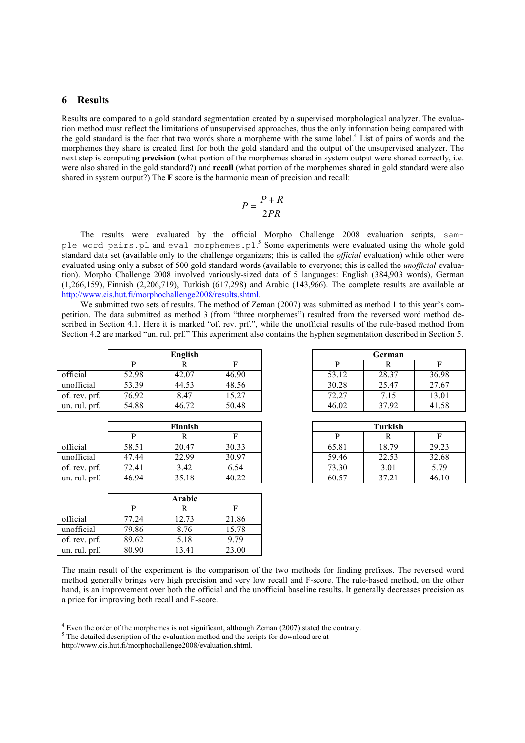## 6 Results

Results are compared to a gold standard segmentation created by a supervised morphological analyzer. The evaluation method must reflect the limitations of unsupervised approaches, thus the only information being compared with the gold standard is the fact that two words share a morpheme with the same label.[4] List of pairs of words and the morphemes they share is created first for both the gold standard and the output of the unsupervised analyzer. The next step is computing **precision** (what portion of the morphemes shared in system output were shared correctly, i.e. were also shared in the gold standard?) and **recall** (what portion of the morphemes shared in gold standard were also shared in system output?) The **F** score is the harmonic mean of precision and recall:

$$P = \frac{P + R}{2PR}$$

The results were evaluated by the official Morpho Challenge 2008 evaluation scripts, `sample_word_pairs.pl` and `eval_morphemes.pl`.[5] Some experiments were evaluated using the whole gold standard data set (available only to the challenge organizers; this is called the *official* evaluation) while other were evaluated using only a subset of 500 gold standard words (available to everyone; this is called the *unofficial* evaluation). Morpho Challenge 2008 involved variously-sized data of 5 languages: English (384,903 words), German (1,266,159), Finnish (2,206,719), Turkish (617,298) and Arabic (143,966). The complete results are available at http://www.cis.hut.fi/morphochallenge2008/results.shtml.

We submitted two sets of results. The method of Zeman (2007) was submitted as method 1 to this year's competition. The data submitted as method 3 (from "three morphemes") resulted from the reversed word method described in Section 4.1. Here it is marked "of. rev. prf.", while the unofficial results of the rule-based method from Section 4.2 are marked "un. rul. prf." This experiment also contains the hyphen segmentation described in Section 5.

| | English | | |
|---|---|---|---|
| | P | R | F |
| official | 52.98 | 42.07 | 46.90 |
| unofficial | 53.39 | 44.53 | 48.56 |
| of. rev. prf. | 76.92 | 8.47 | 15.27 |
| un. rul. prf. | 54.88 | 46.72 | 50.48 |

| | German | | |
|---|---|---|---|
| | P | R | F |
| official | 53.12 | 28.37 | 36.98 |
| unofficial | 30.28 | 25.47 | 27.67 |
| of. rev. prf. | 72.27 | 7.15 | 13.01 |
| un. rul. prf. | 46.02 | 37.92 | 41.58 |

| | Finnish | | |
|---|---|---|---|
| | P | R | F |
| official | 58.51 | 20.47 | 30.33 |
| unofficial | 47.44 | 22.99 | 30.97 |
| of. rev. prf. | 72.41 | 3.42 | 6.54 |
| un. rul. prf. | 46.94 | 35.18 | 40.22 |

| | Turkish | | |
|---|---|---|---|
| | P | R | F |
| official | 65.81 | 18.79 | 29.23 |
| unofficial | 59.46 | 22.53 | 32.68 |
| of. rev. prf. | 73.30 | 3.01 | 5.79 |
| un. rul. prf. | 60.57 | 37.21 | 46.10 |

| | Arabic | | |
|---|---|---|---|
| | P | R | F |
| official | 77.24 | 12.73 | 21.86 |
| unofficial | 79.86 | 8.76 | 15.78 |
| of. rev. prf. | 89.62 | 5.18 | 9.79 |
| un. rul. prf. | 80.90 | 13.41 | 23.00 |

The main result of the experiment is the comparison of the two methods for finding prefixes. The reversed word method generally brings very high precision and very low recall and F-score. The rule-based method, on the other hand, is an improvement over both the official and the unofficial baseline results. It generally decreases precision as a price for improving both recall and F-score.

---

[4] Even the order of the morphemes is not significant, although Zeman (2007) stated the contrary.

[5] The detailed description of the evaluation method and the scripts for download are at http://www.cis.hut.fi/morphochallenge2008/evaluation.shtml.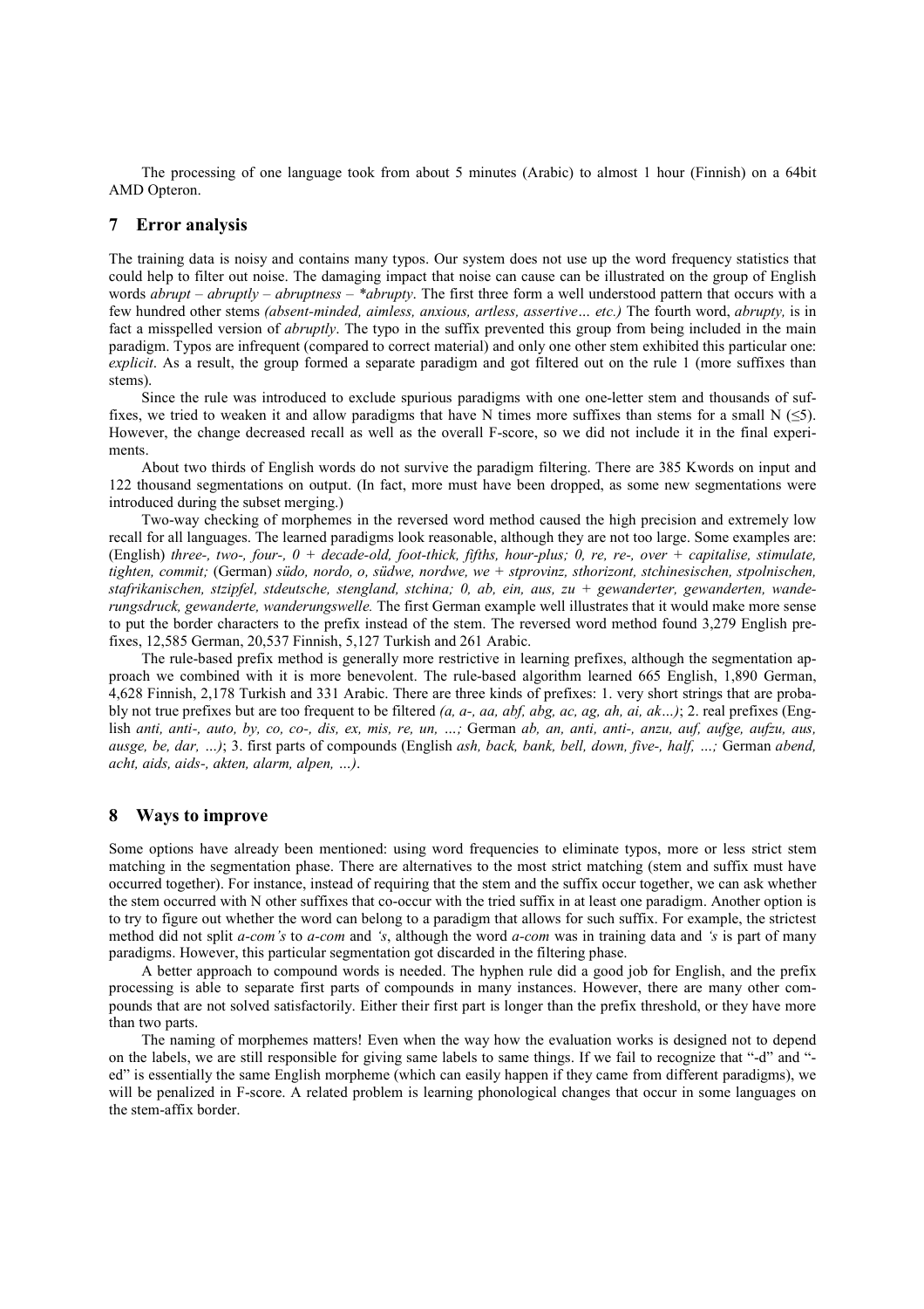The processing of one language took from about 5 minutes (Arabic) to almost 1 hour (Finnish) on a 64bit AMD Opteron.

## 7 Error analysis

The training data is noisy and contains many typos. Our system does not use up the word frequency statistics that could help to filter out noise. The damaging impact that noise can cause can be illustrated on the group of English words *abrupt* – *abruptly* – *abruptness* – *\*abrupty*. The first three form a well understood pattern that occurs with a few hundred other stems *(absent-minded, aimless, anxious, artless, assertive… etc.)* The fourth word, *abrupty,* is in fact a misspelled version of *abruptly*. The typo in the suffix prevented this group from being included in the main paradigm. Typos are infrequent (compared to correct material) and only one other stem exhibited this particular one: *explicit*. As a result, the group formed a separate paradigm and got filtered out on the rule 1 (more suffixes than stems).

Since the rule was introduced to exclude spurious paradigms with one one-letter stem and thousands of suffixes, we tried to weaken it and allow paradigms that have N times more suffixes than stems for a small N (≤5). However, the change decreased recall as well as the overall F-score, so we did not include it in the final experiments.

About two thirds of English words do not survive the paradigm filtering. There are 385 Kwords on input and 122 thousand segmentations on output. (In fact, more must have been dropped, as some new segmentations were introduced during the subset merging.)

Two-way checking of morphemes in the reversed word method caused the high precision and extremely low recall for all languages. The learned paradigms look reasonable, although they are not too large. Some examples are: (English) *three-, two-, four-, 0 + decade-old, foot-thick, fifths, hour-plus; 0, re, re-, over + capitalise, stimulate, tighten, commit;* (German) *südo, nordo, o, südwe, nordwe, we + stprovinz, sthorizont, stchinesischen, stpolnischen, stafrikanischen, stzipfel, stdeutsche, stengland, stchina; 0, ab, ein, aus, zu + gewanderter, gewanderten, wanderungsdruck, gewanderte, wanderungswelle.* The first German example well illustrates that it would make more sense to put the border characters to the prefix instead of the stem. The reversed word method found 3,279 English prefixes, 12,585 German, 20,537 Finnish, 5,127 Turkish and 261 Arabic.

The rule-based prefix method is generally more restrictive in learning prefixes, although the segmentation approach we combined with it is more benevolent. The rule-based algorithm learned 665 English, 1,890 German, 4,628 Finnish, 2,178 Turkish and 331 Arabic. There are three kinds of prefixes: 1. very short strings that are probably not true prefixes but are too frequent to be filtered *(a, a-, aa, abf, abg, ac, ag, ah, ai, ak…)*; 2. real prefixes (English *anti, anti-, auto, by, co, co-, dis, ex, mis, re, un, …;* German *ab, an, anti, anti-, anzu, auf, aufge, aufzu, aus, ausge, be, dar, …)*; 3. first parts of compounds (English *ash, back, bank, bell, down, five-, half, …;* German *abend, acht, aids, aids-, akten, alarm, alpen, …)*.

## 8 Ways to improve

Some options have already been mentioned: using word frequencies to eliminate typos, more or less strict stem matching in the segmentation phase. There are alternatives to the most strict matching (stem and suffix must have occurred together). For instance, instead of requiring that the stem and the suffix occur together, we can ask whether the stem occurred with N other suffixes that co-occur with the tried suffix in at least one paradigm. Another option is to try to figure out whether the word can belong to a paradigm that allows for such suffix. For example, the strictest method did not split *a-com's* to *a-com* and *'s*, although the word *a-com* was in training data and *'s* is part of many paradigms. However, this particular segmentation got discarded in the filtering phase.

A better approach to compound words is needed. The hyphen rule did a good job for English, and the prefix processing is able to separate first parts of compounds in many instances. However, there are many other compounds that are not solved satisfactorily. Either their first part is longer than the prefix threshold, or they have more than two parts.

The naming of morphemes matters! Even when the way how the evaluation works is designed not to depend on the labels, we are still responsible for giving same labels to same things. If we fail to recognize that "-d" and "-ed" is essentially the same English morpheme (which can easily happen if they came from different paradigms), we will be penalized in F-score. A related problem is learning phonological changes that occur in some languages on the stem-affix border.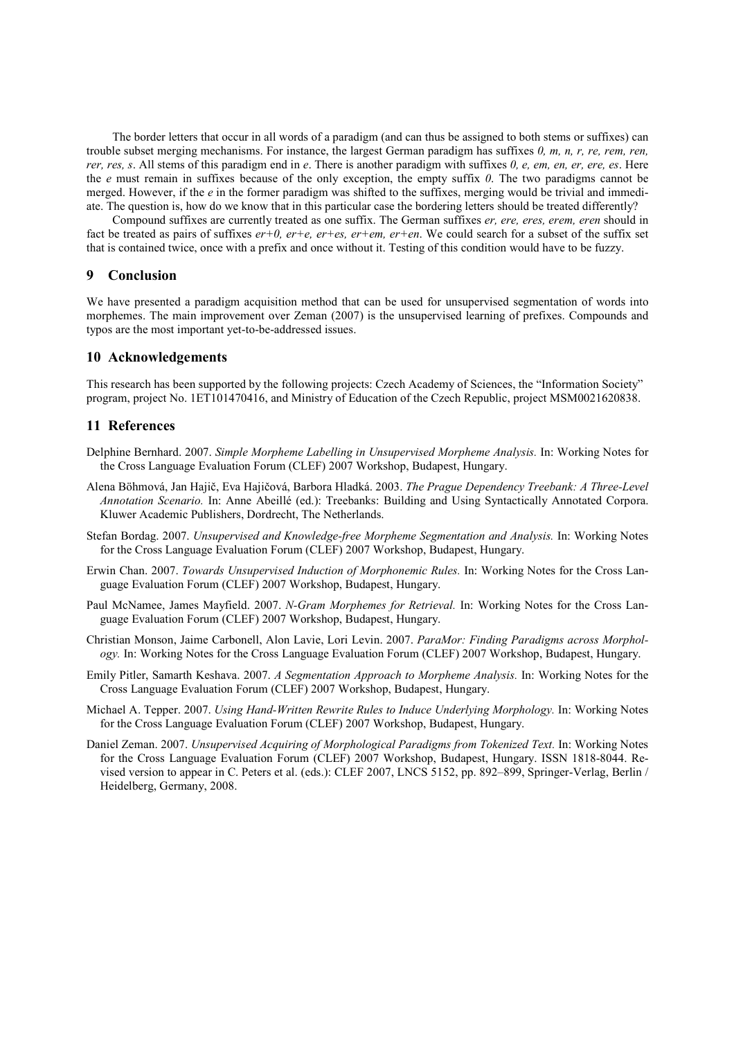The border letters that occur in all words of a paradigm (and can thus be assigned to both stems or suffixes) can trouble subset merging mechanisms. For instance, the largest German paradigm has suffixes *0, m, n, r, re, rem, ren, rer, res, s*. All stems of this paradigm end in *e*. There is another paradigm with suffixes *0, e, em, en, er, ere, es*. Here the *e* must remain in suffixes because of the only exception, the empty suffix *0*. The two paradigms cannot be merged. However, if the *e* in the former paradigm was shifted to the suffixes, merging would be trivial and immediate. The question is, how do we know that in this particular case the bordering letters should be treated differently?

Compound suffixes are currently treated as one suffix. The German suffixes *er, ere, eres, erem, eren* should in fact be treated as pairs of suffixes *er+0, er+e, er+es, er+em, er+en*. We could search for a subset of the suffix set that is contained twice, once with a prefix and once without it. Testing of this condition would have to be fuzzy.

## 9 Conclusion

We have presented a paradigm acquisition method that can be used for unsupervised segmentation of words into morphemes. The main improvement over Zeman (2007) is the unsupervised learning of prefixes. Compounds and typos are the most important yet-to-be-addressed issues.

## 10 Acknowledgements

This research has been supported by the following projects: Czech Academy of Sciences, the "Information Society" program, project No. 1ET101470416, and Ministry of Education of the Czech Republic, project MSM0021620838.

## 11 References

Delphine Bernhard. 2007. *Simple Morpheme Labelling in Unsupervised Morpheme Analysis.* In: Working Notes for the Cross Language Evaluation Forum (CLEF) 2007 Workshop, Budapest, Hungary.

Alena Böhmová, Jan Hajič, Eva Hajičová, Barbora Hladká. 2003. *The Prague Dependency Treebank: A Three-Level Annotation Scenario.* In: Anne Abeillé (ed.): Treebanks: Building and Using Syntactically Annotated Corpora. Kluwer Academic Publishers, Dordrecht, The Netherlands.

Stefan Bordag. 2007. *Unsupervised and Knowledge-free Morpheme Segmentation and Analysis.* In: Working Notes for the Cross Language Evaluation Forum (CLEF) 2007 Workshop, Budapest, Hungary.

Erwin Chan. 2007. *Towards Unsupervised Induction of Morphonemic Rules.* In: Working Notes for the Cross Language Evaluation Forum (CLEF) 2007 Workshop, Budapest, Hungary.

Paul McNamee, James Mayfield. 2007. *N-Gram Morphemes for Retrieval.* In: Working Notes for the Cross Language Evaluation Forum (CLEF) 2007 Workshop, Budapest, Hungary.

Christian Monson, Jaime Carbonell, Alon Lavie, Lori Levin. 2007. *ParaMor: Finding Paradigms across Morphology.* In: Working Notes for the Cross Language Evaluation Forum (CLEF) 2007 Workshop, Budapest, Hungary.

Emily Pitler, Samarth Keshava. 2007. *A Segmentation Approach to Morpheme Analysis.* In: Working Notes for the Cross Language Evaluation Forum (CLEF) 2007 Workshop, Budapest, Hungary.

Michael A. Tepper. 2007. *Using Hand-Written Rewrite Rules to Induce Underlying Morphology.* In: Working Notes for the Cross Language Evaluation Forum (CLEF) 2007 Workshop, Budapest, Hungary.

Daniel Zeman. 2007. *Unsupervised Acquiring of Morphological Paradigms from Tokenized Text.* In: Working Notes for the Cross Language Evaluation Forum (CLEF) 2007 Workshop, Budapest, Hungary. ISSN 1818-8044. Revised version to appear in C. Peters et al. (eds.): CLEF 2007, LNCS 5152, pp. 892–899, Springer-Verlag, Berlin / Heidelberg, Germany, 2008.